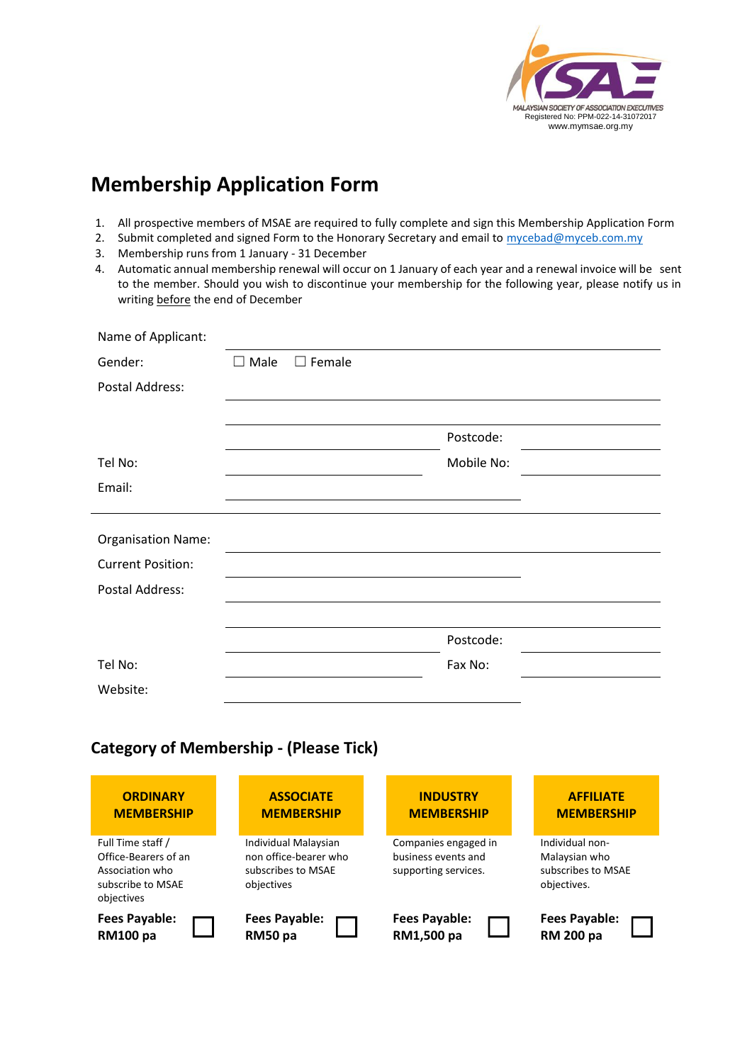MALAYSIAN SOCIETY OF ASSOCIATION EXECUTIVES
Registered No: PPM-022-14-31072017
www.mymsae.org.my

# Membership Application Form

1. All prospective members of MSAE are required to fully complete and sign this Membership Application Form
2. Submit completed and signed Form to the Honorary Secretary and email to mycebad@myceb.com.my
3. Membership runs from 1 January - 31 December
4. Automatic annual membership renewal will occur on 1 January of each year and a renewal invoice will be sent to the member. Should you wish to discontinue your membership for the following year, please notify us in writing before the end of December

Name of Applicant: ____________________

Gender: ☐ Male ☐ Female

Postal Address: ____________________

____________________

____________________ Postcode: ____________________

Tel No: ____________________ Mobile No: ____________________

Email: ____________________

---

Organisation Name: ____________________

Current Position: ____________________

Postal Address: ____________________

____________________

____________________ Postcode: ____________________

Tel No: ____________________ Fax No: ____________________

Website: ____________________

## Category of Membership - (Please Tick)

| ORDINARY MEMBERSHIP | ASSOCIATE MEMBERSHIP | INDUSTRY MEMBERSHIP | AFFILIATE MEMBERSHIP |
|---|---|---|---|
| Full Time staff / Office-Bearers of an Association who subscribe to MSAE objectives | Individual Malaysian non office-bearer who subscribes to MSAE objectives | Companies engaged in business events and supporting services. | Individual non-Malaysian who subscribes to MSAE objectives. |
| **Fees Payable: RM100 pa** ☐ | **Fees Payable: RM50 pa** ☐ | **Fees Payable: RM1,500 pa** ☐ | **Fees Payable: RM 200 pa** ☐ |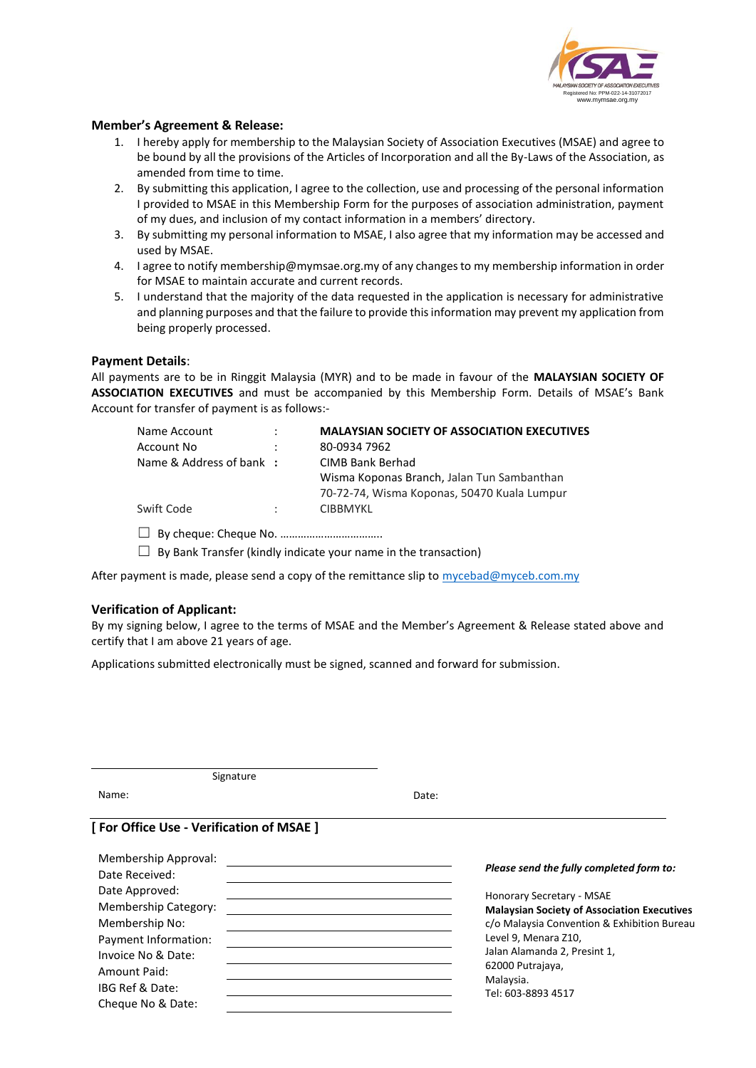MALAYSIAN SOCIETY OF ASSOCIATION EXECUTIVES
Registered No: PPM-022-14-31072017
www.mymsae.org.my

**Member's Agreement & Release:**

1. I hereby apply for membership to the Malaysian Society of Association Executives (MSAE) and agree to be bound by all the provisions of the Articles of Incorporation and all the By-Laws of the Association, as amended from time to time.
2. By submitting this application, I agree to the collection, use and processing of the personal information I provided to MSAE in this Membership Form for the purposes of association administration, payment of my dues, and inclusion of my contact information in a members' directory.
3. By submitting my personal information to MSAE, I also agree that my information may be accessed and used by MSAE.
4. I agree to notify membership@mymsae.org.my of any changes to my membership information in order for MSAE to maintain accurate and current records.
5. I understand that the majority of the data requested in the application is necessary for administrative and planning purposes and that the failure to provide this information may prevent my application from being properly processed.

**Payment Details**:

All payments are to be in Ringgit Malaysia (MYR) and to be made in favour of the **MALAYSIAN SOCIETY OF ASSOCIATION EXECUTIVES** and must be accompanied by this Membership Form. Details of MSAE's Bank Account for transfer of payment is as follows:-

| | | |
|---|---|---|
| Name Account | : | **MALAYSIAN SOCIETY OF ASSOCIATION EXECUTIVES** |
| Account No | : | 80-0934 7962 |
| Name & Address of bank | : | CIMB Bank Berhad<br>Wisma Koponas Branch, Jalan Tun Sambanthan<br>70-72-74, Wisma Koponas, 50470 Kuala Lumpur |
| Swift Code | : | CIBBMYKL |

☐ By cheque: Cheque No. ……………………………..

☐ By Bank Transfer (kindly indicate your name in the transaction)

After payment is made, please send a copy of the remittance slip to mycebad@myceb.com.my

**Verification of Applicant:**

By my signing below, I agree to the terms of MSAE and the Member's Agreement & Release stated above and certify that I am above 21 years of age.

Applications submitted electronically must be signed, scanned and forward for submission.

\_\_\_\_\_\_\_\_\_\_\_\_\_\_\_\_\_\_\_\_\_\_\_\_\_\_\_\_\_\_\_\_\_\_\_\_
Signature

Name: Date:

**[ For Office Use - Verification of MSAE ]**

Membership Approval: \_\_\_\_\_\_\_\_\_\_\_\_\_\_\_\_\_\_\_\_
Date Received: \_\_\_\_\_\_\_\_\_\_\_\_\_\_\_\_\_\_\_\_
Date Approved: \_\_\_\_\_\_\_\_\_\_\_\_\_\_\_\_\_\_\_\_
Membership Category: \_\_\_\_\_\_\_\_\_\_\_\_\_\_\_\_\_\_\_\_
Membership No: \_\_\_\_\_\_\_\_\_\_\_\_\_\_\_\_\_\_\_\_
Payment Information: \_\_\_\_\_\_\_\_\_\_\_\_\_\_\_\_\_\_\_\_
Invoice No & Date: \_\_\_\_\_\_\_\_\_\_\_\_\_\_\_\_\_\_\_\_
Amount Paid: \_\_\_\_\_\_\_\_\_\_\_\_\_\_\_\_\_\_\_\_
IBG Ref & Date: \_\_\_\_\_\_\_\_\_\_\_\_\_\_\_\_\_\_\_\_
Cheque No & Date: \_\_\_\_\_\_\_\_\_\_\_\_\_\_\_\_\_\_\_\_

***Please send the fully completed form to:***

Honorary Secretary - MSAE
**Malaysian Society of Association Executives**
c/o Malaysia Convention & Exhibition Bureau
Level 9, Menara Z10,
Jalan Alamanda 2, Presint 1,
62000 Putrajaya,
Malaysia.
Tel: 603-8893 4517